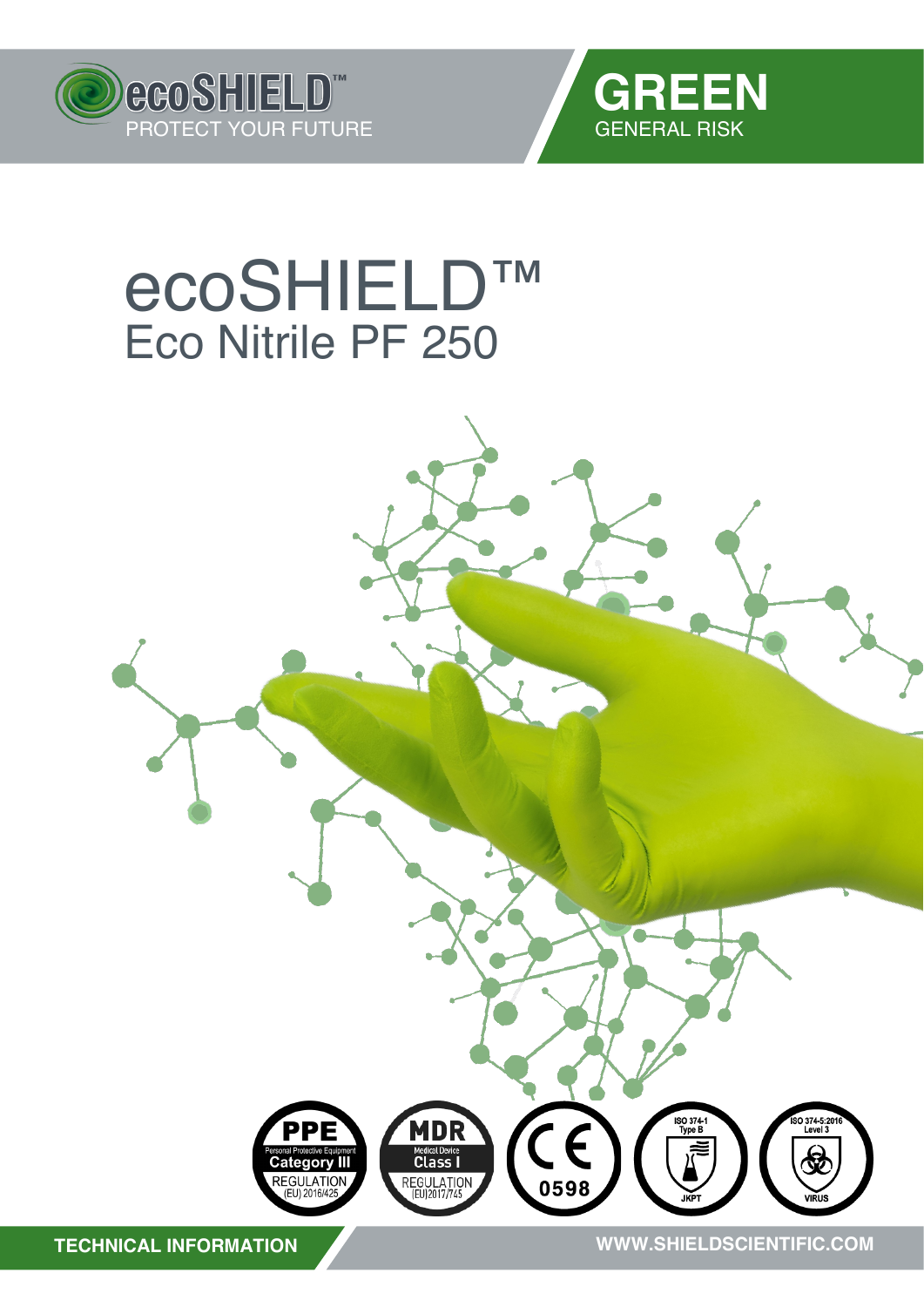ecoSHIELD™
PROTECT YOUR FUTURE

**GREEN**
GENERAL RISK

# ecoSHIELD™
## Eco Nitrile PF 250

PPE – Personal Protective Equipment – Category III – REGULATION (EU) 2016/425

MDR – Medical Device – Class I – REGULATION (EU)2017/745

CE 0598

ISO 374-1 Type B – JKPT

ISO 374-5:2016 Level 3 – VIRUS

**TECHNICAL INFORMATION**

**WWW.SHIELDSCIENTIFIC.COM**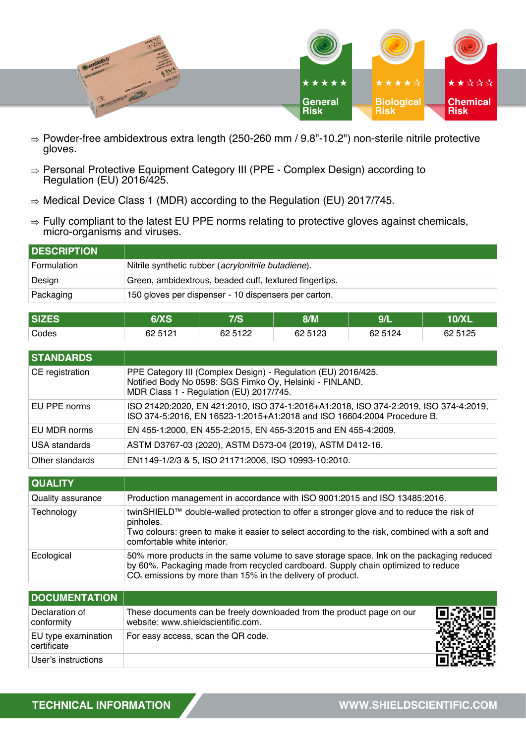★★★★★ **General Risk**

★★★★☆ **Biological Risk**

★★☆☆☆ **Chemical Risk**

- ⇒ Powder-free ambidextrous extra length (250-260 mm / 9.8"-10.2") non-sterile nitrile protective gloves.
- ⇒ Personal Protective Equipment Category III (PPE - Complex Design) according to Regulation (EU) 2016/425.
- ⇒ Medical Device Class 1 (MDR) according to the Regulation (EU) 2017/745.
- ⇒ Fully compliant to the latest EU PPE norms relating to protective gloves against chemicals, micro-organisms and viruses.

| DESCRIPTION | |
|---|---|
| Formulation | Nitrile synthetic rubber (*acrylonitrile butadiene*). |
| Design | Green, ambidextrous, beaded cuff, textured fingertips. |
| Packaging | 150 gloves per dispenser - 10 dispensers per carton. |

| SIZES | 6/XS | 7/S | 8/M | 9/L | 10/XL |
|---|---|---|---|---|---|
| Codes | 62 5121 | 62 5122 | 62 5123 | 62 5124 | 62 5125 |

| STANDARDS | |
|---|---|
| CE registration | PPE Category III (Complex Design) - Regulation (EU) 2016/425.<br>Notified Body No 0598: SGS Fimko Oy, Helsinki - FINLAND.<br>MDR Class 1 - Regulation (EU) 2017/745. |
| EU PPE norms | ISO 21420:2020, EN 421:2010, ISO 374-1:2016+A1:2018, ISO 374-2:2019, ISO 374-4:2019, ISO 374-5:2016, EN 16523-1:2015+A1:2018 and ISO 16604:2004 Procedure B. |
| EU MDR norms | EN 455-1:2000, EN 455-2:2015, EN 455-3:2015 and EN 455-4:2009. |
| USA standards | ASTM D3767-03 (2020), ASTM D573-04 (2019), ASTM D412-16. |
| Other standards | EN1149-1/2/3 & 5, ISO 21171:2006, ISO 10993-10:2010. |

| QUALITY | |
|---|---|
| Quality assurance | Production management in accordance with ISO 9001:2015 and ISO 13485:2016. |
| Technology | twinSHIELD™ double-walled protection to offer a stronger glove and to reduce the risk of pinholes.<br>Two colours: green to make it easier to select according to the risk, combined with a soft and comfortable white interior. |
| Ecological | 50% more products in the same volume to save storage space. Ink on the packaging reduced by 60%. Packaging made from recycled cardboard. Supply chain optimized to reduce $CO_2$ emissions by more than 15% in the delivery of product. |

| DOCUMENTATION | |
|---|---|
| Declaration of conformity | These documents can be freely downloaded from the product page on our website: www.shieldscientific.com. |
| EU type examination certificate | For easy access, scan the QR code. |
| User's instructions | |

**TECHNICAL INFORMATION** — **WWW.SHIELDSCIENTIFIC.COM**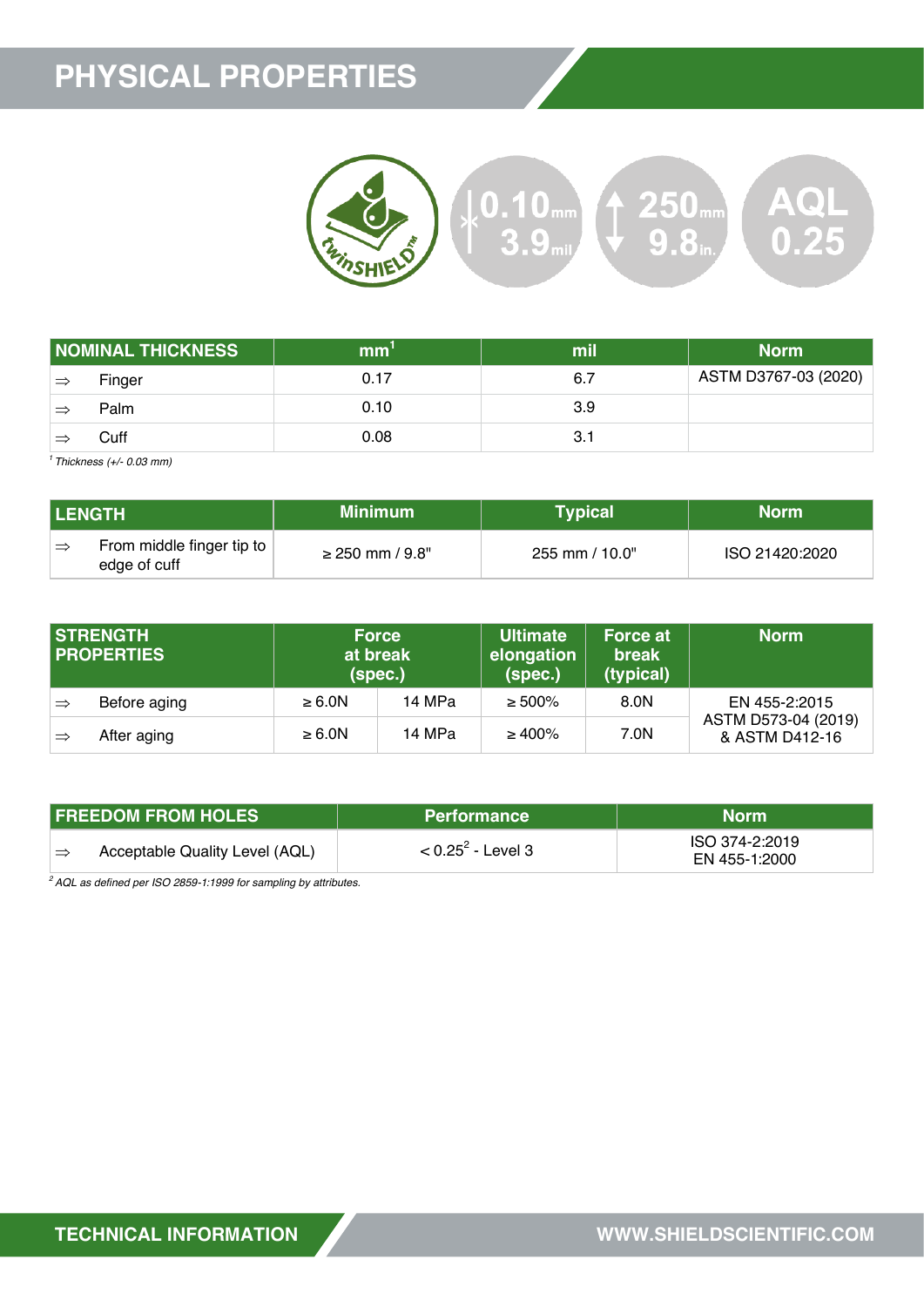# PHYSICAL PROPERTIES

twinSHIELD™ | 0.10 mm 3.9 mil | 250 mm 9.8 in. | AQL 0.25

| NOMINAL THICKNESS | mm[1] | mil | Norm |
|---|---|---|---|
| ⇒ Finger | 0.17 | 6.7 | ASTM D3767-03 (2020) |
| ⇒ Palm | 0.10 | 3.9 | |
| ⇒ Cuff | 0.08 | 3.1 | |

*[1] Thickness (+/- 0.03 mm)*

| LENGTH | Minimum | Typical | Norm |
|---|---|---|---|
| ⇒ From middle finger tip to edge of cuff | ≥ 250 mm / 9.8" | 255 mm / 10.0" | ISO 21420:2020 |

| STRENGTH PROPERTIES | Force at break (spec.) | | Ultimate elongation (spec.) | Force at break (typical) | Norm |
|---|---|---|---|---|---|
| ⇒ Before aging | ≥ 6.0N | 14 MPa | ≥ 500% | 8.0N | EN 455-2:2015 ASTM D573-04 (2019) & ASTM D412-16 |
| ⇒ After aging | ≥ 6.0N | 14 MPa | ≥ 400% | 7.0N | |

| FREEDOM FROM HOLES | Performance | Norm |
|---|---|---|
| ⇒ Acceptable Quality Level (AQL) | < 0.25[2] - Level 3 | ISO 374-2:2019 EN 455-1:2000 |

*[2] AQL as defined per ISO 2859-1:1999 for sampling by attributes.*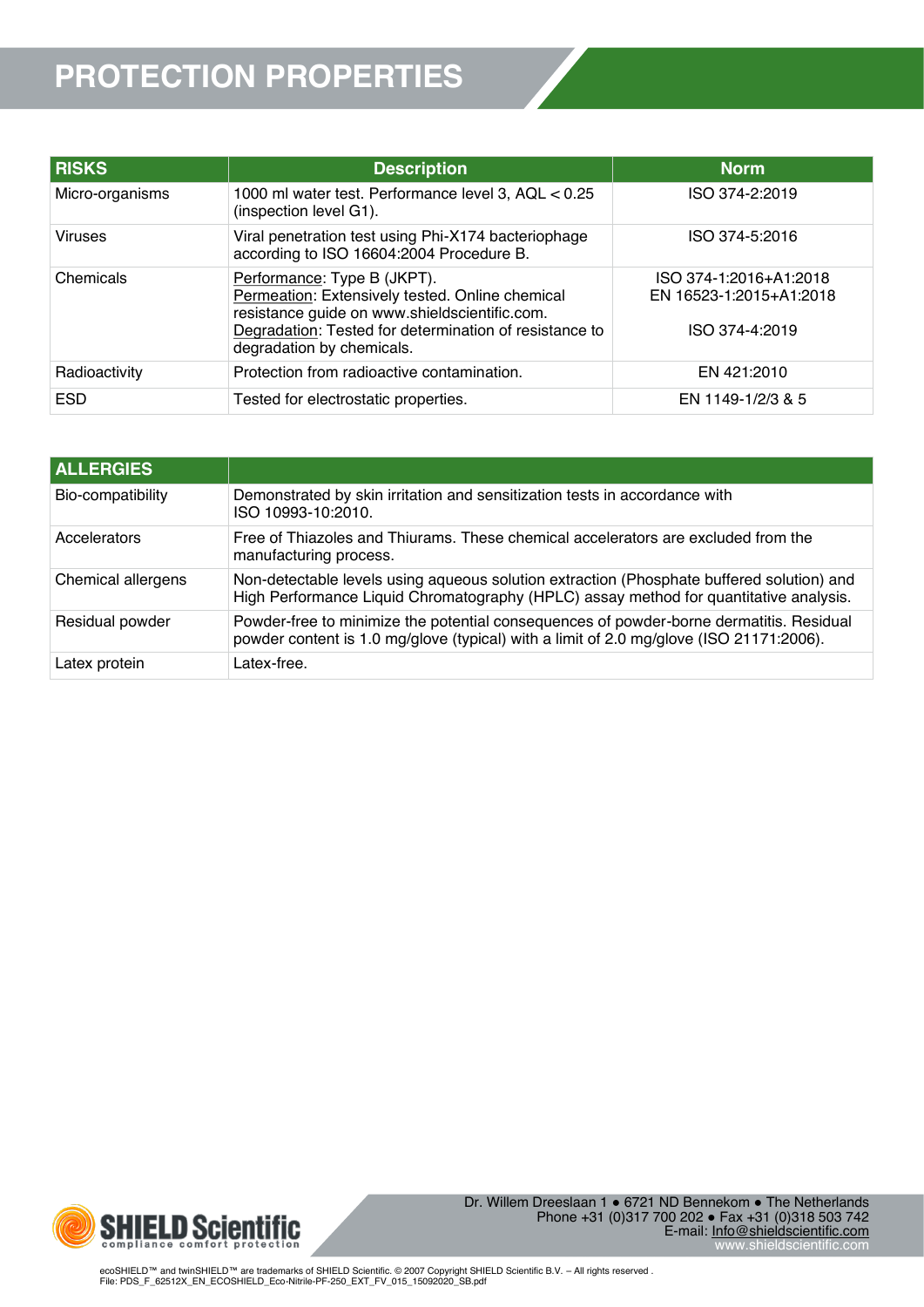# PROTECTION PROPERTIES

| RISKS | Description | Norm |
|---|---|---|
| Micro-organisms | 1000 ml water test. Performance level 3, AQL < 0.25 (inspection level G1). | ISO 374-2:2019 |
| Viruses | Viral penetration test using Phi-X174 bacteriophage according to ISO 16604:2004 Procedure B. | ISO 374-5:2016 |
| Chemicals | Performance: Type B (JKPT).<br>Permeation: Extensively tested. Online chemical resistance guide on www.shieldscientific.com.<br>Degradation: Tested for determination of resistance to degradation by chemicals. | ISO 374-1:2016+A1:2018<br>EN 16523-1:2015+A1:2018<br><br>ISO 374-4:2019 |
| Radioactivity | Protection from radioactive contamination. | EN 421:2010 |
| ESD | Tested for electrostatic properties. | EN 1149-1/2/3 & 5 |

| ALLERGIES | |
|---|---|
| Bio-compatibility | Demonstrated by skin irritation and sensitization tests in accordance with ISO 10993-10:2010. |
| Accelerators | Free of Thiazoles and Thiurams. These chemical accelerators are excluded from the manufacturing process. |
| Chemical allergens | Non-detectable levels using aqueous solution extraction (Phosphate buffered solution) and High Performance Liquid Chromatography (HPLC) assay method for quantitative analysis. |
| Residual powder | Powder-free to minimize the potential consequences of powder-borne dermatitis. Residual powder content is 1.0 mg/glove (typical) with a limit of 2.0 mg/glove (ISO 21171:2006). |
| Latex protein | Latex-free. |

SHIELD Scientific
compliance comfort protection

Dr. Willem Dreeslaan 1 ● 6721 ND Bennekom ● The Netherlands
Phone +31 (0)317 700 202 ● Fax +31 (0)318 503 742
E-mail: Info@shieldscientific.com
www.shieldscientific.com

ecoSHIELD™ and twinSHIELD™ are trademarks of SHIELD Scientific. © 2007 Copyright SHIELD Scientific B.V. – All rights reserved .
File: PDS_F_62512X_EN_ECOSHIELD_Eco-Nitrile-PF-250_EXT_FV_015_15092020_SB.pdf